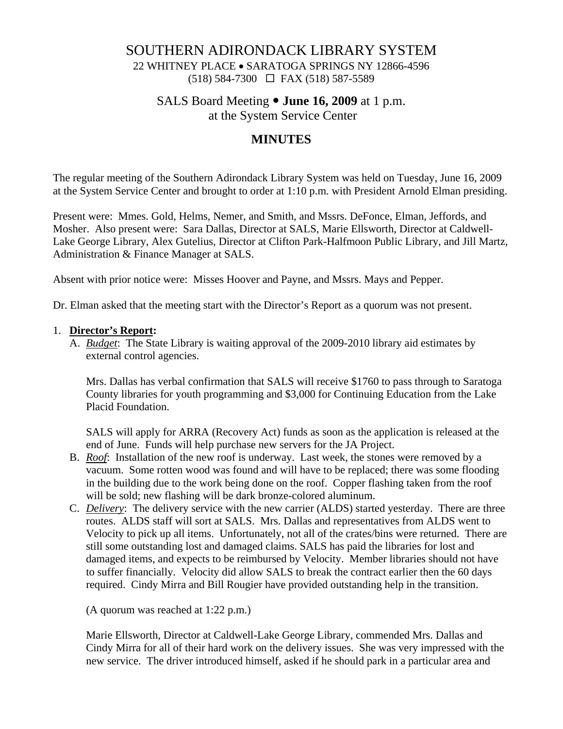# SOUTHERN ADIRONDACK LIBRARY SYSTEM

22 WHITNEY PLACE • SARATOGA SPRINGS NY 12866-4596
(518) 584-7300 ☐ FAX (518) 587-5589

## SALS Board Meeting • **June 16, 2009** at 1 p.m.
## at the System Service Center

## MINUTES

The regular meeting of the Southern Adirondack Library System was held on Tuesday, June 16, 2009 at the System Service Center and brought to order at 1:10 p.m. with President Arnold Elman presiding.

Present were: Mmes. Gold, Helms, Nemer, and Smith, and Mssrs. DeFonce, Elman, Jeffords, and Mosher. Also present were: Sara Dallas, Director at SALS, Marie Ellsworth, Director at Caldwell-Lake George Library, Alex Gutelius, Director at Clifton Park-Halfmoon Public Library, and Jill Martz, Administration & Finance Manager at SALS.

Absent with prior notice were: Misses Hoover and Payne, and Mssrs. Mays and Pepper.

Dr. Elman asked that the meeting start with the Director's Report as a quorum was not present.

1. **Director's Report:**
   A. *Budget*: The State Library is waiting approval of the 2009-2010 library aid estimates by external control agencies.

      Mrs. Dallas has verbal confirmation that SALS will receive $1760 to pass through to Saratoga County libraries for youth programming and $3,000 for Continuing Education from the Lake Placid Foundation.

      SALS will apply for ARRA (Recovery Act) funds as soon as the application is released at the end of June. Funds will help purchase new servers for the JA Project.

   B. *Roof*: Installation of the new roof is underway. Last week, the stones were removed by a vacuum. Some rotten wood was found and will have to be replaced; there was some flooding in the building due to the work being done on the roof. Copper flashing taken from the roof will be sold; new flashing will be dark bronze-colored aluminum.

   C. *Delivery*: The delivery service with the new carrier (ALDS) started yesterday. There are three routes. ALDS staff will sort at SALS. Mrs. Dallas and representatives from ALDS went to Velocity to pick up all items. Unfortunately, not all of the crates/bins were returned. There are still some outstanding lost and damaged claims. SALS has paid the libraries for lost and damaged items, and expects to be reimbursed by Velocity. Member libraries should not have to suffer financially. Velocity did allow SALS to break the contract earlier then the 60 days required. Cindy Mirra and Bill Rougier have provided outstanding help in the transition.

      (A quorum was reached at 1:22 p.m.)

      Marie Ellsworth, Director at Caldwell-Lake George Library, commended Mrs. Dallas and Cindy Mirra for all of their hard work on the delivery issues. She was very impressed with the new service. The driver introduced himself, asked if he should park in a particular area and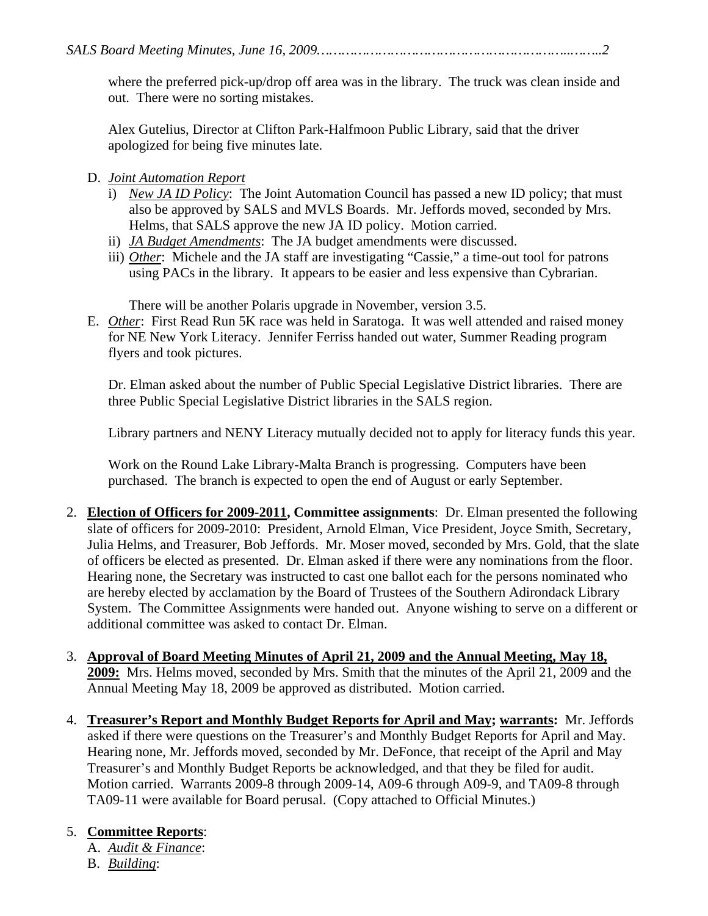where the preferred pick-up/drop off area was in the library. The truck was clean inside and out. There were no sorting mistakes.

Alex Gutelius, Director at Clifton Park-Halfmoon Public Library, said that the driver apologized for being five minutes late.

D. *Joint Automation Report*
   i) *New JA ID Policy*: The Joint Automation Council has passed a new ID policy; that must also be approved by SALS and MVLS Boards. Mr. Jeffords moved, seconded by Mrs. Helms, that SALS approve the new JA ID policy. Motion carried.
   ii) *JA Budget Amendments*: The JA budget amendments were discussed.
   iii) *Other*: Michele and the JA staff are investigating "Cassie," a time-out tool for patrons using PACs in the library. It appears to be easier and less expensive than Cybrarian.

   There will be another Polaris upgrade in November, version 3.5.

E. *Other*: First Read Run 5K race was held in Saratoga. It was well attended and raised money for NE New York Literacy. Jennifer Ferriss handed out water, Summer Reading program flyers and took pictures.

   Dr. Elman asked about the number of Public Special Legislative District libraries. There are three Public Special Legislative District libraries in the SALS region.

   Library partners and NENY Literacy mutually decided not to apply for literacy funds this year.

   Work on the Round Lake Library-Malta Branch is progressing. Computers have been purchased. The branch is expected to open the end of August or early September.

2. **Election of Officers for 2009-2011, Committee assignments**: Dr. Elman presented the following slate of officers for 2009-2010: President, Arnold Elman, Vice President, Joyce Smith, Secretary, Julia Helms, and Treasurer, Bob Jeffords. Mr. Moser moved, seconded by Mrs. Gold, that the slate of officers be elected as presented. Dr. Elman asked if there were any nominations from the floor. Hearing none, the Secretary was instructed to cast one ballot each for the persons nominated who are hereby elected by acclamation by the Board of Trustees of the Southern Adirondack Library System. The Committee Assignments were handed out. Anyone wishing to serve on a different or additional committee was asked to contact Dr. Elman.

3. **Approval of Board Meeting Minutes of April 21, 2009 and the Annual Meeting, May 18, 2009:** Mrs. Helms moved, seconded by Mrs. Smith that the minutes of the April 21, 2009 and the Annual Meeting May 18, 2009 be approved as distributed. Motion carried.

4. **Treasurer's Report and Monthly Budget Reports for April and May; warrants:** Mr. Jeffords asked if there were questions on the Treasurer's and Monthly Budget Reports for April and May. Hearing none, Mr. Jeffords moved, seconded by Mr. DeFonce, that receipt of the April and May Treasurer's and Monthly Budget Reports be acknowledged, and that they be filed for audit. Motion carried. Warrants 2009-8 through 2009-14, A09-6 through A09-9, and TA09-8 through TA09-11 were available for Board perusal. (Copy attached to Official Minutes.)

5. **Committee Reports**:
   A. *Audit & Finance*:
   B. *Building*: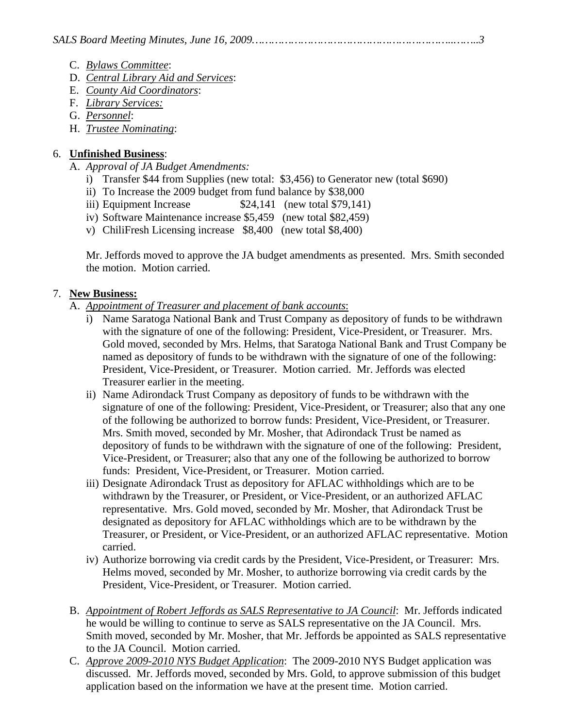C. *Bylaws Committee*:
D. *Central Library Aid and Services*:
E. *County Aid Coordinators*:
F. *Library Services:*
G. *Personnel*:
H. *Trustee Nominating*:

6. **Unfinished Business**:
   A. *Approval of JA Budget Amendments:*
      i) Transfer $44 from Supplies (new total: $3,456) to Generator new (total $690)
      ii) To Increase the 2009 budget from fund balance by $38,000
      iii) Equipment Increase $24,141 (new total $79,141)
      iv) Software Maintenance increase $5,459 (new total $82,459)
      v) ChiliFresh Licensing increase $8,400 (new total $8,400)

      Mr. Jeffords moved to approve the JA budget amendments as presented. Mrs. Smith seconded the motion. Motion carried.

7. **New Business:**
   A. *Appointment of Treasurer and placement of bank accounts*:
      i) Name Saratoga National Bank and Trust Company as depository of funds to be withdrawn with the signature of one of the following: President, Vice-President, or Treasurer. Mrs. Gold moved, seconded by Mrs. Helms, that Saratoga National Bank and Trust Company be named as depository of funds to be withdrawn with the signature of one of the following: President, Vice-President, or Treasurer. Motion carried. Mr. Jeffords was elected Treasurer earlier in the meeting.
      ii) Name Adirondack Trust Company as depository of funds to be withdrawn with the signature of one of the following: President, Vice-President, or Treasurer; also that any one of the following be authorized to borrow funds: President, Vice-President, or Treasurer. Mrs. Smith moved, seconded by Mr. Mosher, that Adirondack Trust be named as depository of funds to be withdrawn with the signature of one of the following: President, Vice-President, or Treasurer; also that any one of the following be authorized to borrow funds: President, Vice-President, or Treasurer. Motion carried.
      iii) Designate Adirondack Trust as depository for AFLAC withholdings which are to be withdrawn by the Treasurer, or President, or Vice-President, or an authorized AFLAC representative. Mrs. Gold moved, seconded by Mr. Mosher, that Adirondack Trust be designated as depository for AFLAC withholdings which are to be withdrawn by the Treasurer, or President, or Vice-President, or an authorized AFLAC representative. Motion carried.
      iv) Authorize borrowing via credit cards by the President, Vice-President, or Treasurer: Mrs. Helms moved, seconded by Mr. Mosher, to authorize borrowing via credit cards by the President, Vice-President, or Treasurer. Motion carried.

   B. *Appointment of Robert Jeffords as SALS Representative to JA Council*: Mr. Jeffords indicated he would be willing to continue to serve as SALS representative on the JA Council. Mrs. Smith moved, seconded by Mr. Mosher, that Mr. Jeffords be appointed as SALS representative to the JA Council. Motion carried.
   C. *Approve 2009-2010 NYS Budget Application*: The 2009-2010 NYS Budget application was discussed. Mr. Jeffords moved, seconded by Mrs. Gold, to approve submission of this budget application based on the information we have at the present time. Motion carried.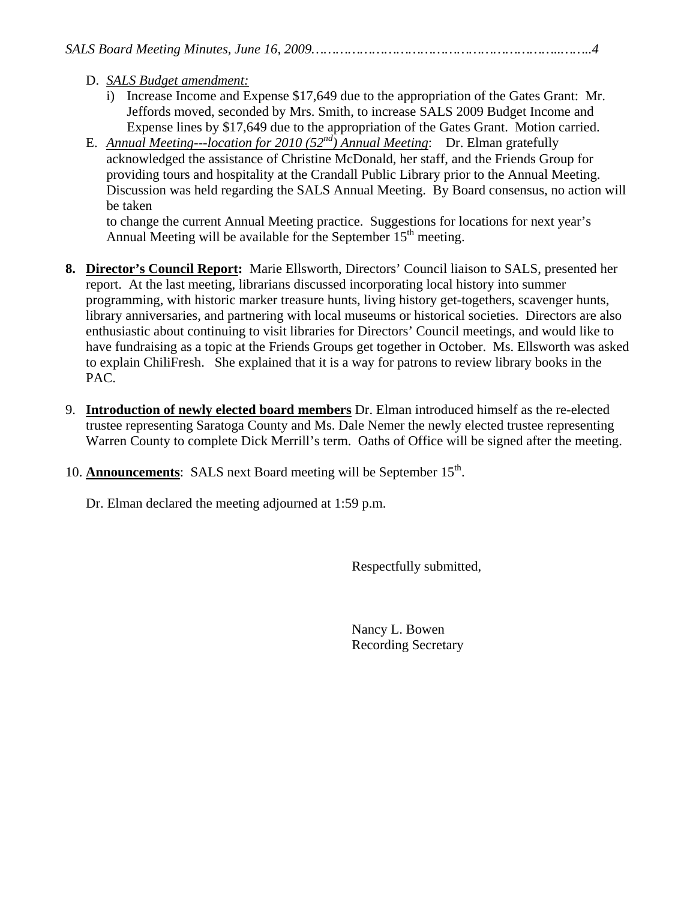D. *SALS Budget amendment:*

   i) Increase Income and Expense $17,649 due to the appropriation of the Gates Grant: Mr. Jeffords moved, seconded by Mrs. Smith, to increase SALS 2009 Budget Income and Expense lines by $17,649 due to the appropriation of the Gates Grant. Motion carried.

E. *Annual Meeting---location for 2010 (52nd) Annual Meeting*: Dr. Elman gratefully acknowledged the assistance of Christine McDonald, her staff, and the Friends Group for providing tours and hospitality at the Crandall Public Library prior to the Annual Meeting. Discussion was held regarding the SALS Annual Meeting. By Board consensus, no action will be taken to change the current Annual Meeting practice. Suggestions for locations for next year's Annual Meeting will be available for the September 15th meeting.

8. **Director's Council Report:** Marie Ellsworth, Directors' Council liaison to SALS, presented her report. At the last meeting, librarians discussed incorporating local history into summer programming, with historic marker treasure hunts, living history get-togethers, scavenger hunts, library anniversaries, and partnering with local museums or historical societies. Directors are also enthusiastic about continuing to visit libraries for Directors' Council meetings, and would like to have fundraising as a topic at the Friends Groups get together in October. Ms. Ellsworth was asked to explain ChiliFresh. She explained that it is a way for patrons to review library books in the PAC.

9. **Introduction of newly elected board members** Dr. Elman introduced himself as the re-elected trustee representing Saratoga County and Ms. Dale Nemer the newly elected trustee representing Warren County to complete Dick Merrill's term. Oaths of Office will be signed after the meeting.

10. **Announcements**: SALS next Board meeting will be September 15th.

Dr. Elman declared the meeting adjourned at 1:59 p.m.

Respectfully submitted,

Nancy L. Bowen
Recording Secretary